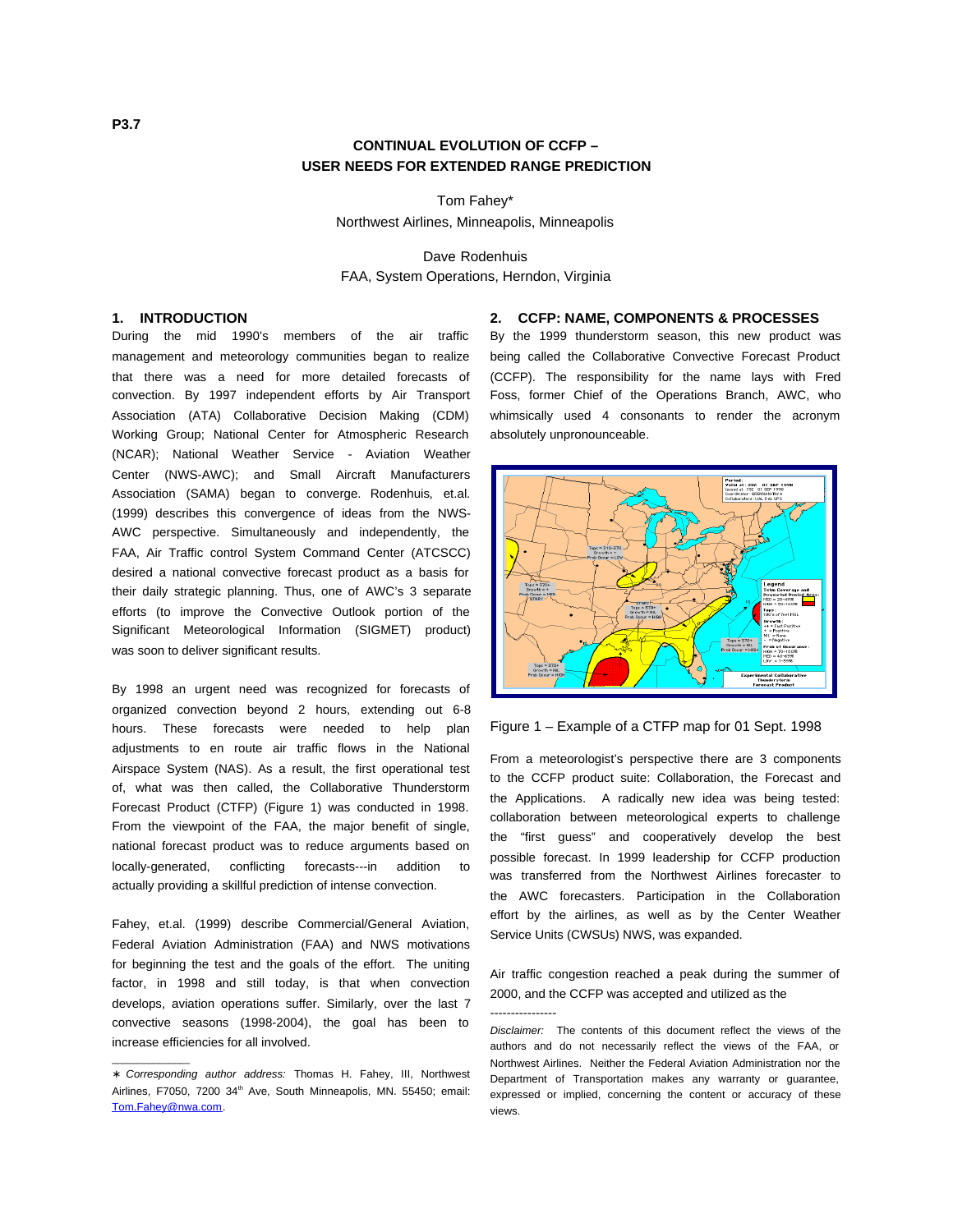P3.7

# CONTINUAL EVOLUTION OF CCFP – USER NEEDS FOR EXTENDED RANGE PREDICTION

Tom Fahey*
Northwest Airlines, Minneapolis, Minneapolis

Dave Rodenhuis
FAA, System Operations, Herndon, Virginia

## 1. INTRODUCTION

During the mid 1990's members of the air traffic management and meteorology communities began to realize that there was a need for more detailed forecasts of convection. By 1997 independent efforts by Air Transport Association (ATA) Collaborative Decision Making (CDM) Working Group; National Center for Atmospheric Research (NCAR); National Weather Service - Aviation Weather Center (NWS-AWC); and Small Aircraft Manufacturers Association (SAMA) began to converge. Rodenhuis, et.al. (1999) describes this convergence of ideas from the NWS-AWC perspective. Simultaneously and independently, the FAA, Air Traffic control System Command Center (ATCSCC) desired a national convective forecast product as a basis for their daily strategic planning. Thus, one of AWC's 3 separate efforts (to improve the Convective Outlook portion of the Significant Meteorological Information (SIGMET) product) was soon to deliver significant results.

By 1998 an urgent need was recognized for forecasts of organized convection beyond 2 hours, extending out 6-8 hours. These forecasts were needed to help plan adjustments to en route air traffic flows in the National Airspace System (NAS). As a result, the first operational test of, what was then called, the Collaborative Thunderstorm Forecast Product (CTFP) (Figure 1) was conducted in 1998. From the viewpoint of the FAA, the major benefit of single, national forecast product was to reduce arguments based on locally-generated, conflicting forecasts---in addition to actually providing a skillful prediction of intense convection.

Fahey, et.al. (1999) describe Commercial/General Aviation, Federal Aviation Administration (FAA) and NWS motivations for beginning the test and the goals of the effort. The uniting factor, in 1998 and still today, is that when convection develops, aviation operations suffer. Similarly, over the last 7 convective seasons (1998-2004), the goal has been to increase efficiencies for all involved.

∗ *Corresponding author address:* Thomas H. Fahey, III, Northwest Airlines, F7050, 7200 34th Ave, South Minneapolis, MN. 55450; email: Tom.Fahey@nwa.com.

## 2. CCFP: NAME, COMPONENTS & PROCESSES

By the 1999 thunderstorm season, this new product was being called the Collaborative Convective Forecast Product (CCFP). The responsibility for the name lays with Fred Foss, former Chief of the Operations Branch, AWC, who whimsically used 4 consonants to render the acronym absolutely unpronounceable.

Figure 1 – Example of a CTFP map for 01 Sept. 1998

From a meteorologist's perspective there are 3 components to the CCFP product suite: Collaboration, the Forecast and the Applications. A radically new idea was being tested: collaboration between meteorological experts to challenge the "first guess" and cooperatively develop the best possible forecast. In 1999 leadership for CCFP production was transferred from the Northwest Airlines forecaster to the AWC forecasters. Participation in the Collaboration effort by the airlines, as well as by the Center Weather Service Units (CWSUs) NWS, was expanded.

Air traffic congestion reached a peak during the summer of 2000, and the CCFP was accepted and utilized as the

*Disclaimer:* The contents of this document reflect the views of the authors and do not necessarily reflect the views of the FAA, or Northwest Airlines. Neither the Federal Aviation Administration nor the Department of Transportation makes any warranty or guarantee, expressed or implied, concerning the content or accuracy of these views.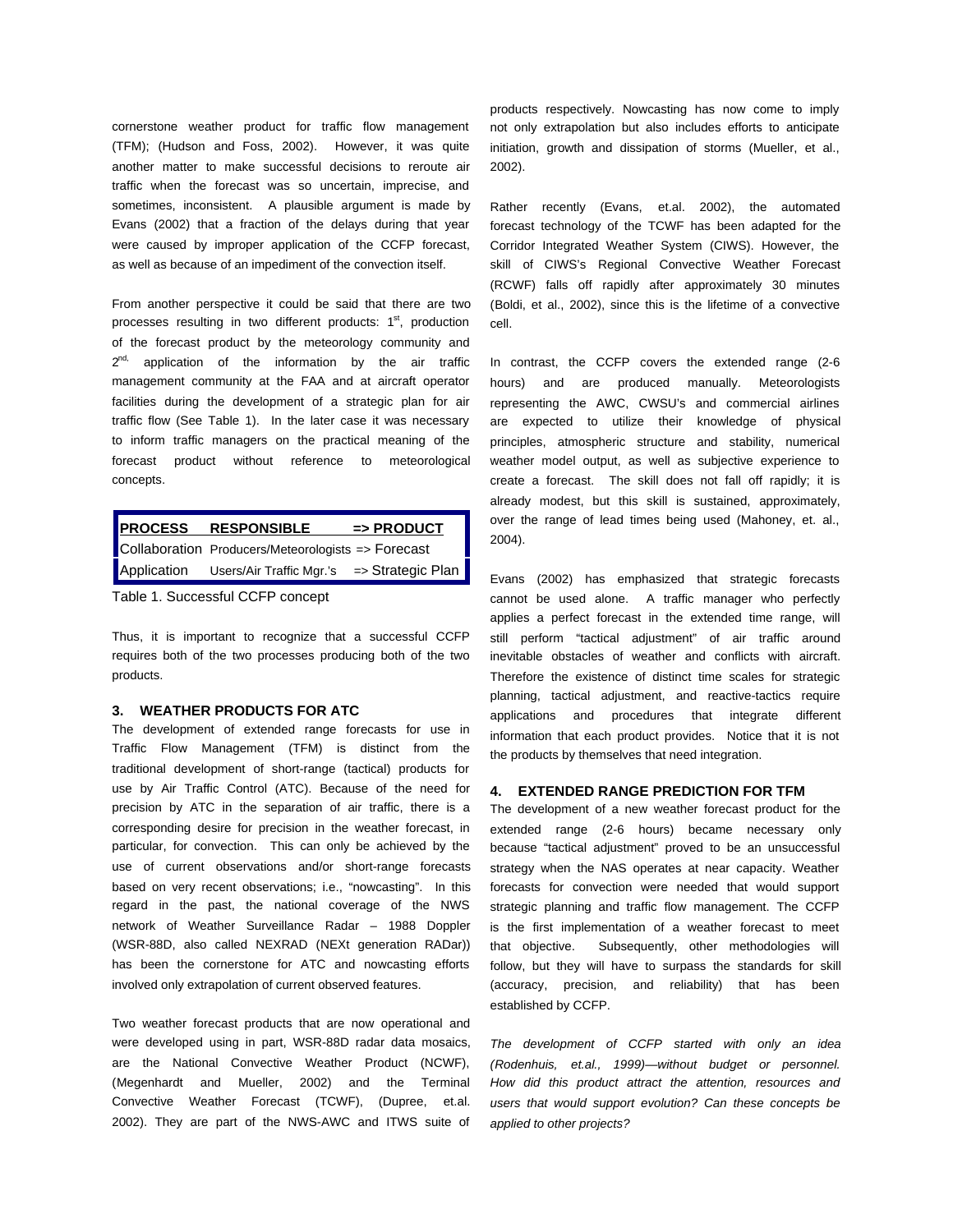cornerstone weather product for traffic flow management (TFM); (Hudson and Foss, 2002). However, it was quite another matter to make successful decisions to reroute air traffic when the forecast was so uncertain, imprecise, and sometimes, inconsistent. A plausible argument is made by Evans (2002) that a fraction of the delays during that year were caused by improper application of the CCFP forecast, as well as because of an impediment of the convection itself.

From another perspective it could be said that there are two processes resulting in two different products: 1st, production of the forecast product by the meteorology community and 2nd, application of the information by the air traffic management community at the FAA and at aircraft operator facilities during the development of a strategic plan for air traffic flow (See Table 1). In the later case it was necessary to inform traffic managers on the practical meaning of the forecast product without reference to meteorological concepts.

| PROCESS | RESPONSIBLE | => PRODUCT |
|---|---|---|
| Collaboration | Producers/Meteorologists | => Forecast |
| Application | Users/Air Traffic Mgr.'s | => Strategic Plan |

Table 1. Successful CCFP concept

Thus, it is important to recognize that a successful CCFP requires both of the two processes producing both of the two products.

## 3. WEATHER PRODUCTS FOR ATC

The development of extended range forecasts for use in Traffic Flow Management (TFM) is distinct from the traditional development of short-range (tactical) products for use by Air Traffic Control (ATC). Because of the need for precision by ATC in the separation of air traffic, there is a corresponding desire for precision in the weather forecast, in particular, for convection. This can only be achieved by the use of current observations and/or short-range forecasts based on very recent observations; i.e., "nowcasting". In this regard in the past, the national coverage of the NWS network of Weather Surveillance Radar – 1988 Doppler (WSR-88D, also called NEXRAD (NEXt generation RADar)) has been the cornerstone for ATC and nowcasting efforts involved only extrapolation of current observed features.

Two weather forecast products that are now operational and were developed using in part, WSR-88D radar data mosaics, are the National Convective Weather Product (NCWF), (Megenhardt and Mueller, 2002) and the Terminal Convective Weather Forecast (TCWF), (Dupree, et.al. 2002). They are part of the NWS-AWC and ITWS suite of products respectively. Nowcasting has now come to imply not only extrapolation but also includes efforts to anticipate initiation, growth and dissipation of storms (Mueller, et al., 2002).

Rather recently (Evans, et.al. 2002), the automated forecast technology of the TCWF has been adapted for the Corridor Integrated Weather System (CIWS). However, the skill of CIWS's Regional Convective Weather Forecast (RCWF) falls off rapidly after approximately 30 minutes (Boldi, et al., 2002), since this is the lifetime of a convective cell.

In contrast, the CCFP covers the extended range (2-6 hours) and are produced manually. Meteorologists representing the AWC, CWSU's and commercial airlines are expected to utilize their knowledge of physical principles, atmospheric structure and stability, numerical weather model output, as well as subjective experience to create a forecast. The skill does not fall off rapidly; it is already modest, but this skill is sustained, approximately, over the range of lead times being used (Mahoney, et. al., 2004).

Evans (2002) has emphasized that strategic forecasts cannot be used alone. A traffic manager who perfectly applies a perfect forecast in the extended time range, will still perform "tactical adjustment" of air traffic around inevitable obstacles of weather and conflicts with aircraft. Therefore the existence of distinct time scales for strategic planning, tactical adjustment, and reactive-tactics require applications and procedures that integrate different information that each product provides. Notice that it is not the products by themselves that need integration.

## 4. EXTENDED RANGE PREDICTION FOR TFM

The development of a new weather forecast product for the extended range (2-6 hours) became necessary only because "tactical adjustment" proved to be an unsuccessful strategy when the NAS operates at near capacity. Weather forecasts for convection were needed that would support strategic planning and traffic flow management. The CCFP is the first implementation of a weather forecast to meet that objective. Subsequently, other methodologies will follow, but they will have to surpass the standards for skill (accuracy, precision, and reliability) that has been established by CCFP.

*The development of CCFP started with only an idea (Rodenhuis, et.al., 1999)—without budget or personnel. How did this product attract the attention, resources and users that would support evolution? Can these concepts be applied to other projects?*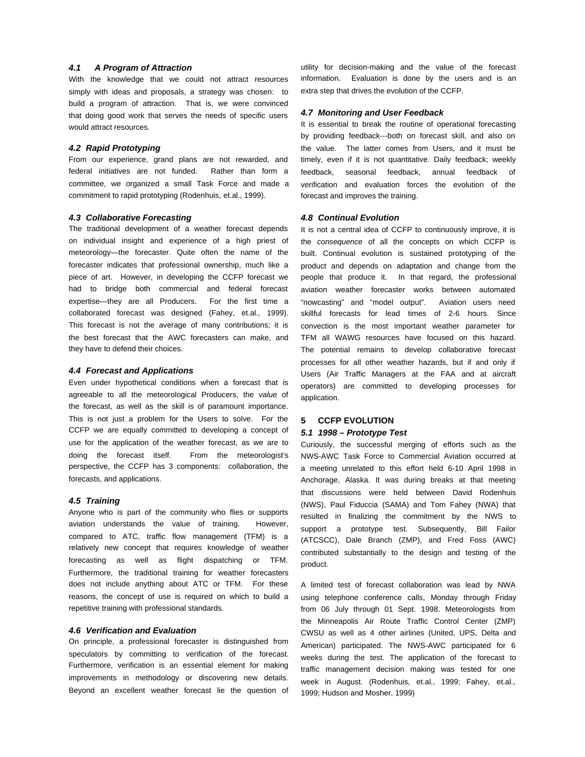### *4.1 A Program of Attraction*

With the knowledge that we could not attract resources simply with ideas and proposals, a strategy was chosen: to build a program of attraction. That is, we were convinced that doing good work that serves the needs of specific users would attract resources.

### *4.2 Rapid Prototyping*

From our experience, grand plans are not rewarded, and federal initiatives are not funded. Rather than form a committee, we organized a small Task Force and made a commitment to rapid prototyping (Rodenhuis, et.al., 1999).

### *4.3 Collaborative Forecasting*

The traditional development of a weather forecast depends on individual insight and experience of a high priest of meteorology—the forecaster. Quite often the name of the forecaster indicates that professional ownership, much like a piece of art. However, in developing the CCFP forecast we had to bridge both commercial and federal forecast expertise—they are all Producers. For the first time a collaborated forecast was designed (Fahey, et.al., 1999). This forecast is not the average of many contributions; it is the best forecast that the AWC forecasters can make, and they have to defend their choices.

### *4.4 Forecast and Applications*

Even under hypothetical conditions when a forecast that is agreeable to all the meteorological Producers, the *value* of the forecast, as well as the skill is of paramount importance. This is not just a problem for the Users to solve. For the CCFP we are equally committed to developing a concept of use for the application of the weather forecast, as we are to doing the forecast itself. From the meteorologist's perspective, the CCFP has 3 components: collaboration, the forecasts, and applications.

### *4.5 Training*

Anyone who is part of the community who flies or supports aviation understands the value of training. However, compared to ATC, traffic flow management (TFM) is a relatively new concept that requires knowledge of weather forecasting as well as flight dispatching or TFM. Furthermore, the traditional training for weather forecasters does not include anything about ATC or TFM. For these reasons, the concept of use is required on which to build a repetitive training with professional standards.

### *4.6 Verification and Evaluation*

On principle, a professional forecaster is distinguished from speculators by committing to verification of the forecast. Furthermore, verification is an essential element for making improvements in methodology or discovering new details. Beyond an excellent weather forecast lie the question of utility for decision-making and the value of the forecast information. Evaluation is done by the users and is an extra step that drives the evolution of the CCFP.

### *4.7 Monitoring and User Feedback*

It is essential to break the routine of operational forecasting by providing feedback---both on forecast skill, and also on the value. The latter comes from Users, and it must be timely, even if it is not quantitative. Daily feedback; weekly feedback, seasonal feedback, annual feedback of verification and evaluation forces the evolution of the forecast and improves the training.

### *4.8 Continual Evolution*

It is not a central idea of CCFP to continuously improve, it is the *consequence* of all the concepts on which CCFP is built. Continual evolution is sustained prototyping of the product and depends on adaptation and change from the people that produce it. In that regard, the professional aviation weather forecaster works between automated "nowcasting" and "model output". Aviation users need skillful forecasts for lead times of 2-6 hours. Since convection is the most important weather parameter for TFM all WAWG resources have focused on this hazard. The potential remains to develop collaborative forecast processes for all other weather hazards, but if and only if Users (Air Traffic Managers at the FAA and at aircraft operators) are committed to developing processes for application.

## 5 CCFP EVOLUTION

### *5.1 1998 – Prototype Test*

Curiously, the successful merging of efforts such as the NWS-AWC Task Force to Commercial Aviation occurred at a meeting unrelated to this effort held 6-10 April 1998 in Anchorage, Alaska. It was during breaks at that meeting that discussions were held between David Rodenhuis (NWS), Paul Fiduccia (SAMA) and Tom Fahey (NWA) that resulted in finalizing the commitment by the NWS to support a prototype test. Subsequently, Bill Failor (ATCSCC), Dale Branch (ZMP), and Fred Foss (AWC) contributed substantially to the design and testing of the product.

A limited test of forecast collaboration was lead by NWA using telephone conference calls, Monday through Friday from 06 July through 01 Sept. 1998. Meteorologists from the Minneapolis Air Route Traffic Control Center (ZMP) CWSU as well as 4 other airlines (United, UPS, Delta and American) participated. The NWS-AWC participated for 6 weeks during the test. The application of the forecast to traffic management decision making was tested for one week in August. (Rodenhuis, et.al., 1999; Fahey, et.al., 1999; Hudson and Mosher, 1999)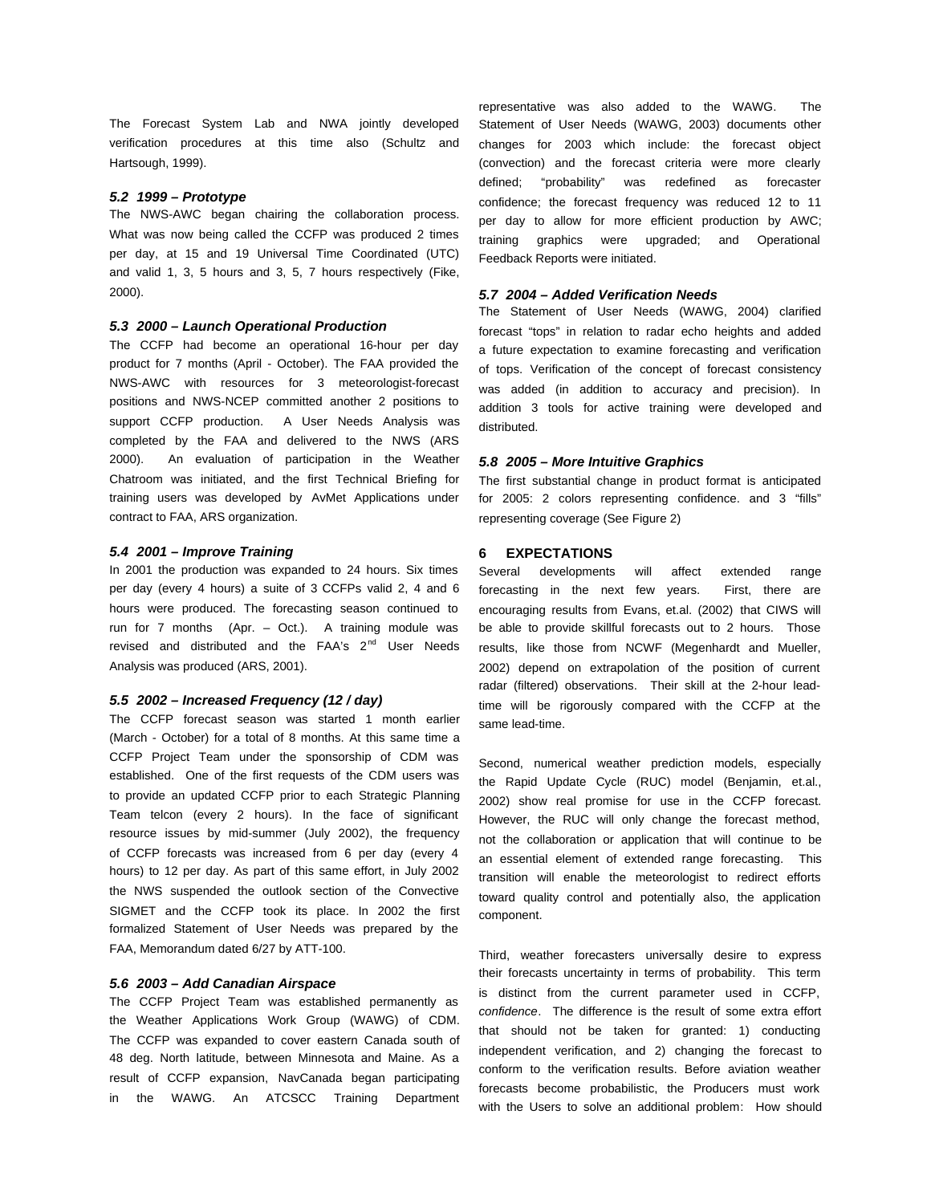The Forecast System Lab and NWA jointly developed verification procedures at this time also (Schultz and Hartsough, 1999).

### *5.2 1999 – Prototype*

The NWS-AWC began chairing the collaboration process. What was now being called the CCFP was produced 2 times per day, at 15 and 19 Universal Time Coordinated (UTC) and valid 1, 3, 5 hours and 3, 5, 7 hours respectively (Fike, 2000).

### *5.3 2000 – Launch Operational Production*

The CCFP had become an operational 16-hour per day product for 7 months (April - October). The FAA provided the NWS-AWC with resources for 3 meteorologist-forecast positions and NWS-NCEP committed another 2 positions to support CCFP production. A User Needs Analysis was completed by the FAA and delivered to the NWS (ARS 2000). An evaluation of participation in the Weather Chatroom was initiated, and the first Technical Briefing for training users was developed by AvMet Applications under contract to FAA, ARS organization.

### *5.4 2001 – Improve Training*

In 2001 the production was expanded to 24 hours. Six times per day (every 4 hours) a suite of 3 CCFPs valid 2, 4 and 6 hours were produced. The forecasting season continued to run for 7 months (Apr. – Oct.). A training module was revised and distributed and the FAA's 2nd User Needs Analysis was produced (ARS, 2001).

### *5.5 2002 – Increased Frequency (12 / day)*

The CCFP forecast season was started 1 month earlier (March - October) for a total of 8 months. At this same time a CCFP Project Team under the sponsorship of CDM was established. One of the first requests of the CDM users was to provide an updated CCFP prior to each Strategic Planning Team telcon (every 2 hours). In the face of significant resource issues by mid-summer (July 2002), the frequency of CCFP forecasts was increased from 6 per day (every 4 hours) to 12 per day. As part of this same effort, in July 2002 the NWS suspended the outlook section of the Convective SIGMET and the CCFP took its place. In 2002 the first formalized Statement of User Needs was prepared by the FAA, Memorandum dated 6/27 by ATT-100.

### *5.6 2003 – Add Canadian Airspace*

The CCFP Project Team was established permanently as the Weather Applications Work Group (WAWG) of CDM. The CCFP was expanded to cover eastern Canada south of 48 deg. North latitude, between Minnesota and Maine. As a result of CCFP expansion, NavCanada began participating in the WAWG. An ATCSCC Training Department representative was also added to the WAWG. The Statement of User Needs (WAWG, 2003) documents other changes for 2003 which include: the forecast object (convection) and the forecast criteria were more clearly defined; "probability" was redefined as forecaster confidence; the forecast frequency was reduced 12 to 11 per day to allow for more efficient production by AWC; training graphics were upgraded; and Operational Feedback Reports were initiated.

### *5.7 2004 – Added Verification Needs*

The Statement of User Needs (WAWG, 2004) clarified forecast "tops" in relation to radar echo heights and added a future expectation to examine forecasting and verification of tops. Verification of the concept of forecast consistency was added (in addition to accuracy and precision). In addition 3 tools for active training were developed and distributed.

### *5.8 2005 – More Intuitive Graphics*

The first substantial change in product format is anticipated for 2005: 2 colors representing confidence. and 3 "fills" representing coverage (See Figure 2)

## 6 EXPECTATIONS

Several developments will affect extended range forecasting in the next few years. First, there are encouraging results from Evans, et.al. (2002) that CIWS will be able to provide skillful forecasts out to 2 hours. Those results, like those from NCWF (Megenhardt and Mueller, 2002) depend on extrapolation of the position of current radar (filtered) observations. Their skill at the 2-hour lead-time will be rigorously compared with the CCFP at the same lead-time.

Second, numerical weather prediction models, especially the Rapid Update Cycle (RUC) model (Benjamin, et.al., 2002) show real promise for use in the CCFP forecast. However, the RUC will only change the forecast method, not the collaboration or application that will continue to be an essential element of extended range forecasting. This transition will enable the meteorologist to redirect efforts toward quality control and potentially also, the application component.

Third, weather forecasters universally desire to express their forecasts uncertainty in terms of probability. This term is distinct from the current parameter used in CCFP, *confidence*. The difference is the result of some extra effort that should not be taken for granted: 1) conducting independent verification, and 2) changing the forecast to conform to the verification results. Before aviation weather forecasts become probabilistic, the Producers must work with the Users to solve an additional problem: How should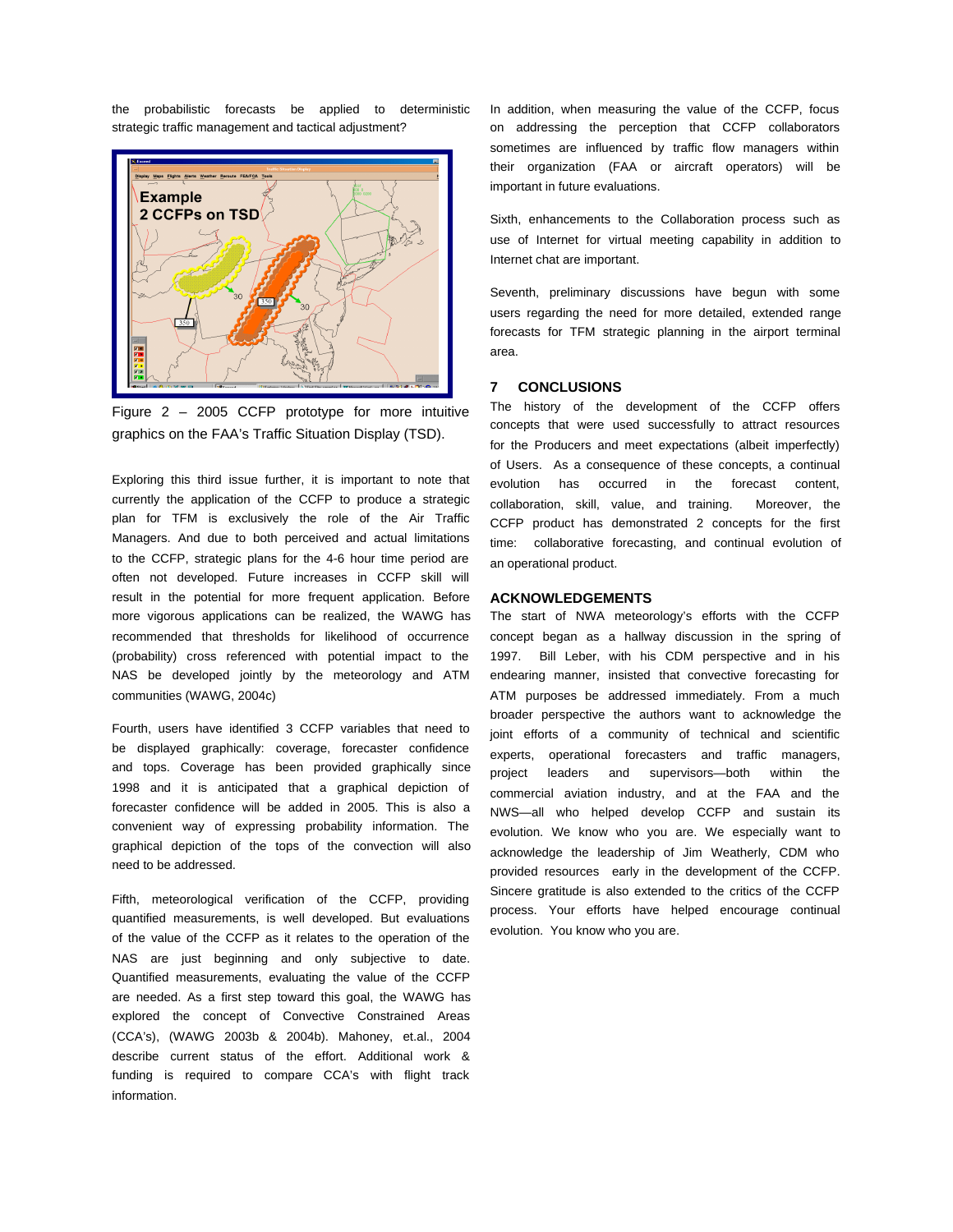the probabilistic forecasts be applied to deterministic strategic traffic management and tactical adjustment?

Figure 2 – 2005 CCFP prototype for more intuitive graphics on the FAA's Traffic Situation Display (TSD).

Exploring this third issue further, it is important to note that currently the application of the CCFP to produce a strategic plan for TFM is exclusively the role of the Air Traffic Managers. And due to both perceived and actual limitations to the CCFP, strategic plans for the 4-6 hour time period are often not developed. Future increases in CCFP skill will result in the potential for more frequent application. Before more vigorous applications can be realized, the WAWG has recommended that thresholds for likelihood of occurrence (probability) cross referenced with potential impact to the NAS be developed jointly by the meteorology and ATM communities (WAWG, 2004c)

Fourth, users have identified 3 CCFP variables that need to be displayed graphically: coverage, forecaster confidence and tops. Coverage has been provided graphically since 1998 and it is anticipated that a graphical depiction of forecaster confidence will be added in 2005. This is also a convenient way of expressing probability information. The graphical depiction of the tops of the convection will also need to be addressed.

Fifth, meteorological verification of the CCFP, providing quantified measurements, is well developed. But evaluations of the value of the CCFP as it relates to the operation of the NAS are just beginning and only subjective to date. Quantified measurements, evaluating the value of the CCFP are needed. As a first step toward this goal, the WAWG has explored the concept of Convective Constrained Areas (CCA's), (WAWG 2003b & 2004b). Mahoney, et.al., 2004 describe current status of the effort. Additional work & funding is required to compare CCA's with flight track information.

In addition, when measuring the value of the CCFP, focus on addressing the perception that CCFP collaborators sometimes are influenced by traffic flow managers within their organization (FAA or aircraft operators) will be important in future evaluations.

Sixth, enhancements to the Collaboration process such as use of Internet for virtual meeting capability in addition to Internet chat are important.

Seventh, preliminary discussions have begun with some users regarding the need for more detailed, extended range forecasts for TFM strategic planning in the airport terminal area.

## 7 CONCLUSIONS

The history of the development of the CCFP offers concepts that were used successfully to attract resources for the Producers and meet expectations (albeit imperfectly) of Users. As a consequence of these concepts, a continual evolution has occurred in the forecast content, collaboration, skill, value, and training. Moreover, the CCFP product has demonstrated 2 concepts for the first time: collaborative forecasting, and continual evolution of an operational product.

## ACKNOWLEDGEMENTS

The start of NWA meteorology's efforts with the CCFP concept began as a hallway discussion in the spring of 1997. Bill Leber, with his CDM perspective and in his endearing manner, insisted that convective forecasting for ATM purposes be addressed immediately. From a much broader perspective the authors want to acknowledge the joint efforts of a community of technical and scientific experts, operational forecasters and traffic managers, project leaders and supervisors—both within the commercial aviation industry, and at the FAA and the NWS—all who helped develop CCFP and sustain its evolution. We know who you are. We especially want to acknowledge the leadership of Jim Weatherly, CDM who provided resources early in the development of the CCFP. Sincere gratitude is also extended to the critics of the CCFP process. Your efforts have helped encourage continual evolution. You know who you are.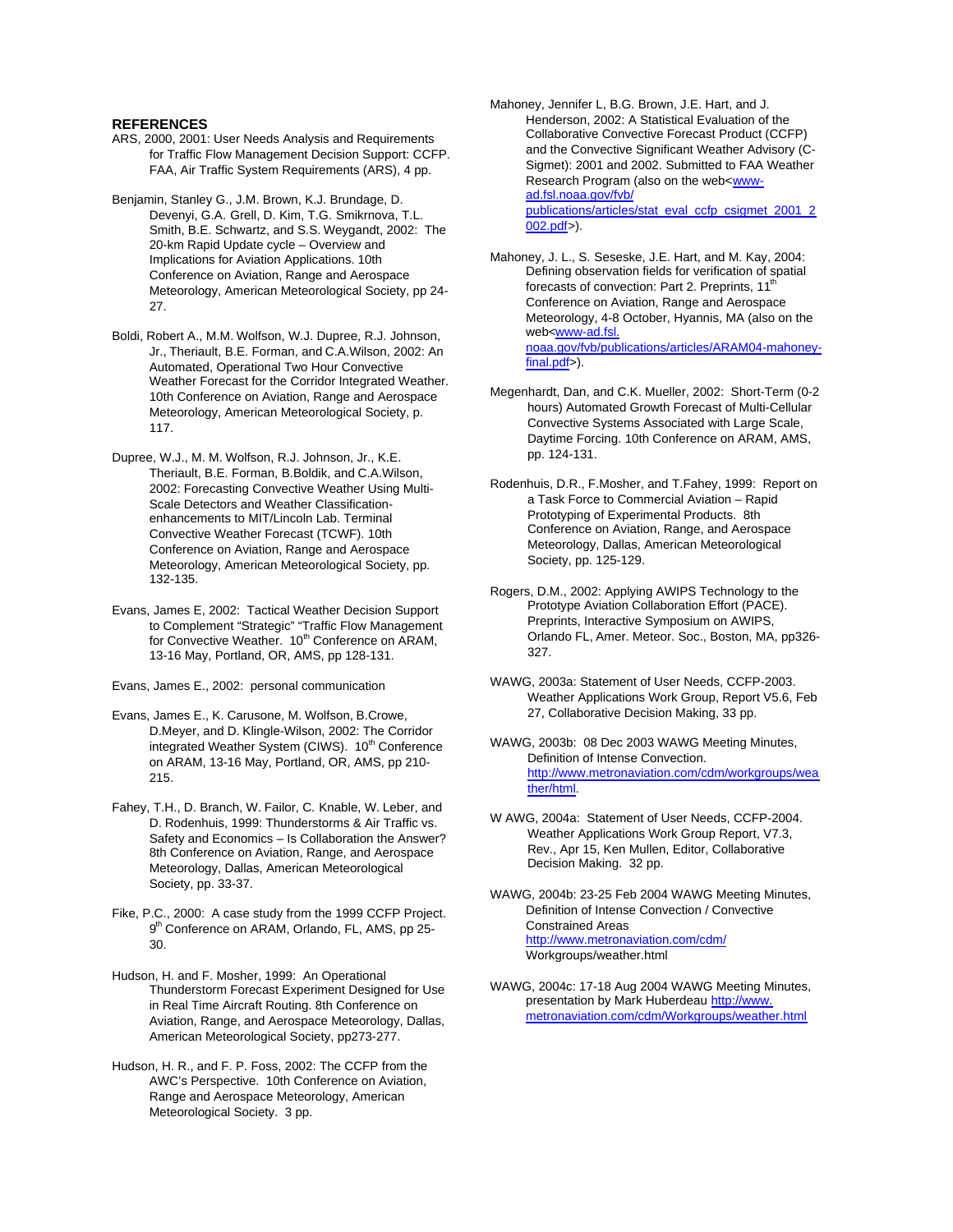## REFERENCES

ARS, 2000, 2001: User Needs Analysis and Requirements for Traffic Flow Management Decision Support: CCFP. FAA, Air Traffic System Requirements (ARS), 4 pp.

Benjamin, Stanley G., J.M. Brown, K.J. Brundage, D. Devenyi, G.A. Grell, D. Kim, T.G. Smikrnova, T.L. Smith, B.E. Schwartz, and S.S. Weygandt, 2002: The 20-km Rapid Update cycle – Overview and Implications for Aviation Applications. 10th Conference on Aviation, Range and Aerospace Meteorology, American Meteorological Society, pp 24-27.

Boldi, Robert A., M.M. Wolfson, W.J. Dupree, R.J. Johnson, Jr., Theriault, B.E. Forman, and C.A.Wilson, 2002: An Automated, Operational Two Hour Convective Weather Forecast for the Corridor Integrated Weather. 10th Conference on Aviation, Range and Aerospace Meteorology, American Meteorological Society, p. 117.

Dupree, W.J., M. M. Wolfson, R.J. Johnson, Jr., K.E. Theriault, B.E. Forman, B.Boldik, and C.A.Wilson, 2002: Forecasting Convective Weather Using Multi-Scale Detectors and Weather Classification-enhancements to MIT/Lincoln Lab. Terminal Convective Weather Forecast (TCWF). 10th Conference on Aviation, Range and Aerospace Meteorology, American Meteorological Society, pp. 132-135.

Evans, James E, 2002: Tactical Weather Decision Support to Complement "Strategic" "Traffic Flow Management for Convective Weather. 10th Conference on ARAM, 13-16 May, Portland, OR, AMS, pp 128-131.

Evans, James E., 2002: personal communication

Evans, James E., K. Carusone, M. Wolfson, B.Crowe, D.Meyer, and D. Klingle-Wilson, 2002: The Corridor integrated Weather System (CIWS). 10th Conference on ARAM, 13-16 May, Portland, OR, AMS, pp 210-215.

Fahey, T.H., D. Branch, W. Failor, C. Knable, W. Leber, and D. Rodenhuis, 1999: Thunderstorms & Air Traffic vs. Safety and Economics – Is Collaboration the Answer? 8th Conference on Aviation, Range, and Aerospace Meteorology, Dallas, American Meteorological Society, pp. 33-37.

Fike, P.C., 2000: A case study from the 1999 CCFP Project. 9th Conference on ARAM, Orlando, FL, AMS, pp 25-30.

Hudson, H. and F. Mosher, 1999: An Operational Thunderstorm Forecast Experiment Designed for Use in Real Time Aircraft Routing. 8th Conference on Aviation, Range, and Aerospace Meteorology, Dallas, American Meteorological Society, pp273-277.

Hudson, H. R., and F. P. Foss, 2002: The CCFP from the AWC's Perspective. 10th Conference on Aviation, Range and Aerospace Meteorology, American Meteorological Society. 3 pp.

Mahoney, Jennifer L, B.G. Brown, J.E. Hart, and J. Henderson, 2002: A Statistical Evaluation of the Collaborative Convective Forecast Product (CCFP) and the Convective Significant Weather Advisory (C-Sigmet): 2001 and 2002. Submitted to FAA Weather Research Program (also on the web<www-ad.fsl.noaa.gov/fvb/ publications/articles/stat_eval_ccfp_csigmet_2001_2002.pdf>).

Mahoney, J. L., S. Seseske, J.E. Hart, and M. Kay, 2004: Defining observation fields for verification of spatial forecasts of convection: Part 2. Preprints, 11th Conference on Aviation, Range and Aerospace Meteorology, 4-8 October, Hyannis, MA (also on the web<www-ad.fsl. noaa.gov/fvb/publications/articles/ARAM04-mahoney-final.pdf>).

Megenhardt, Dan, and C.K. Mueller, 2002: Short-Term (0-2 hours) Automated Growth Forecast of Multi-Cellular Convective Systems Associated with Large Scale, Daytime Forcing. 10th Conference on ARAM, AMS, pp. 124-131.

Rodenhuis, D.R., F.Mosher, and T.Fahey, 1999: Report on a Task Force to Commercial Aviation – Rapid Prototyping of Experimental Products. 8th Conference on Aviation, Range, and Aerospace Meteorology, Dallas, American Meteorological Society, pp. 125-129.

Rogers, D.M., 2002: Applying AWIPS Technology to the Prototype Aviation Collaboration Effort (PACE). Preprints, Interactive Symposium on AWIPS, Orlando FL, Amer. Meteor. Soc., Boston, MA, pp326-327.

WAWG, 2003a: Statement of User Needs, CCFP-2003. Weather Applications Work Group, Report V5.6, Feb 27, Collaborative Decision Making, 33 pp.

WAWG, 2003b: 08 Dec 2003 WAWG Meeting Minutes, Definition of Intense Convection. http://www.metronaviation.com/cdm/workgroups/weather/html.

W AWG, 2004a: Statement of User Needs, CCFP-2004. Weather Applications Work Group Report, V7.3, Rev., Apr 15, Ken Mullen, Editor, Collaborative Decision Making. 32 pp.

WAWG, 2004b: 23-25 Feb 2004 WAWG Meeting Minutes, Definition of Intense Convection / Convective Constrained Areas http://www.metronaviation.com/cdm/ Workgroups/weather.html

WAWG, 2004c: 17-18 Aug 2004 WAWG Meeting Minutes, presentation by Mark Huberdeau http://www. metronaviation.com/cdm/Workgroups/weather.html